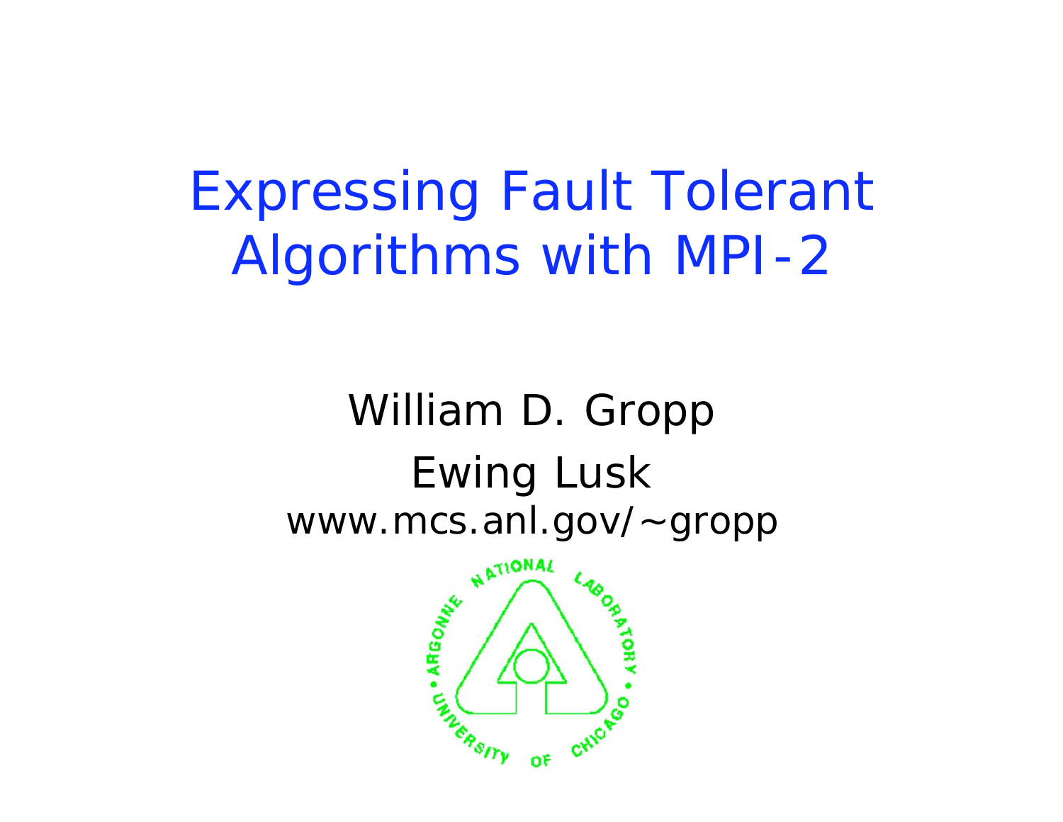# Expressing Fault Tolerant Algorithms with MPI-2

William D. Gropp

Ewing Lusk

www.mcs.anl.gov/~gropp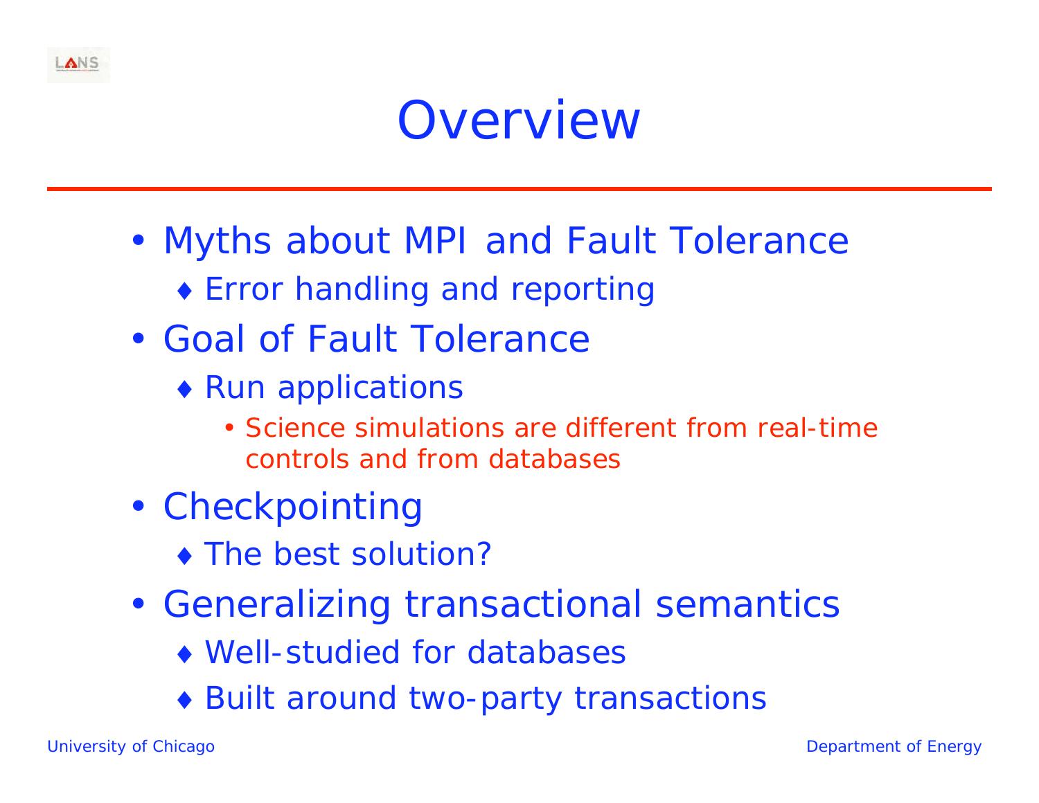# Overview

- Myths about MPI and Fault Tolerance
  - Error handling and reporting
- Goal of Fault Tolerance
  - Run applications
    - Science simulations are different from real-time controls and from databases
- Checkpointing
  - The best solution?
- Generalizing transactional semantics
  - Well-studied for databases
  - Built around two-party transactions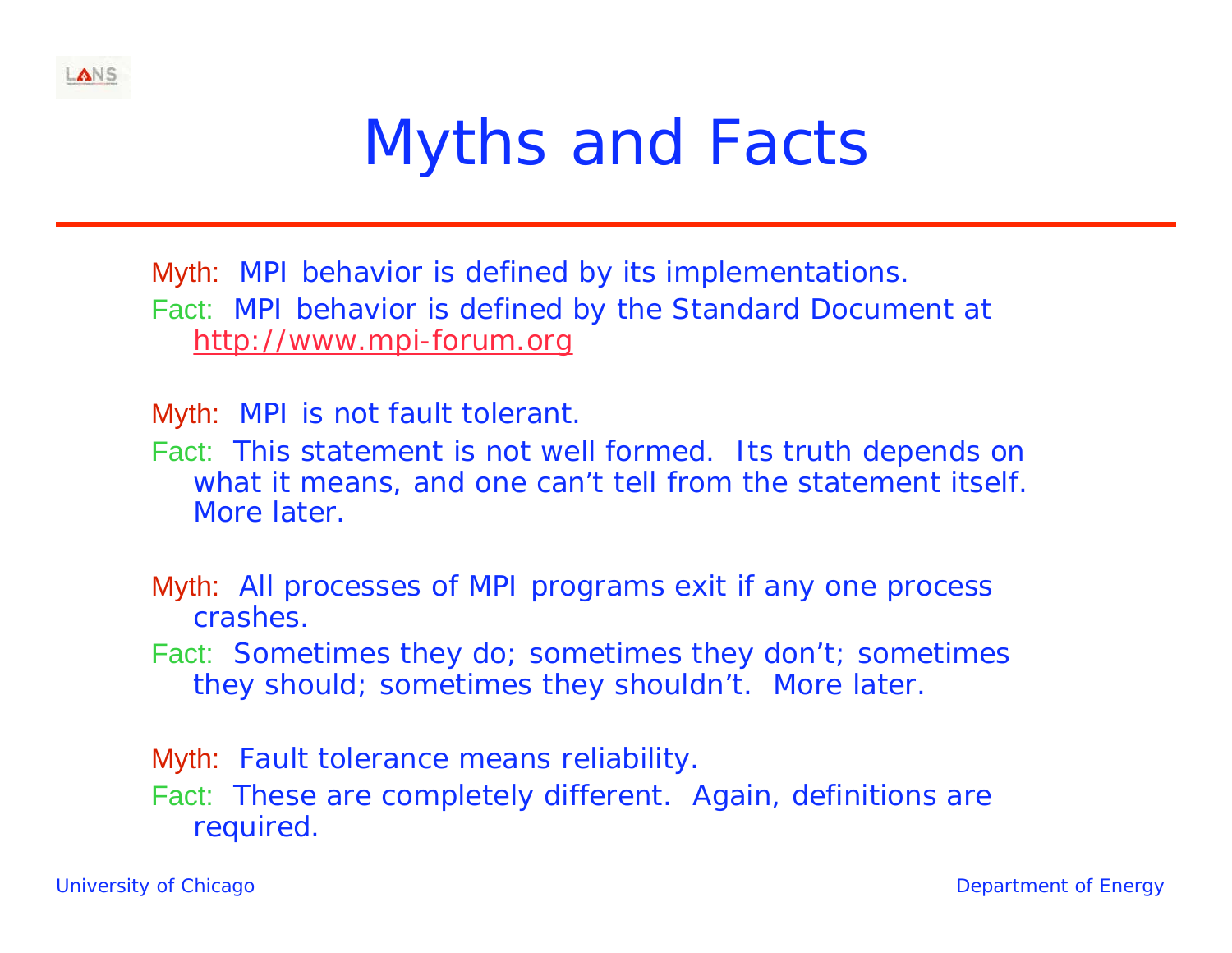# Myths and Facts

Myth: MPI behavior is defined by its implementations.

Fact: MPI behavior is defined by the Standard Document at http://www.mpi-forum.org

Myth: MPI is not fault tolerant.

Fact: This statement is not well formed. Its truth depends on what it means, and one can't tell from the statement itself. More later.

Myth: All processes of MPI programs exit if any one process crashes.

Fact: Sometimes they do; sometimes they don't; sometimes they should; sometimes they shouldn't. More later.

Myth: Fault tolerance means reliability.

Fact: These are completely different. Again, definitions are required.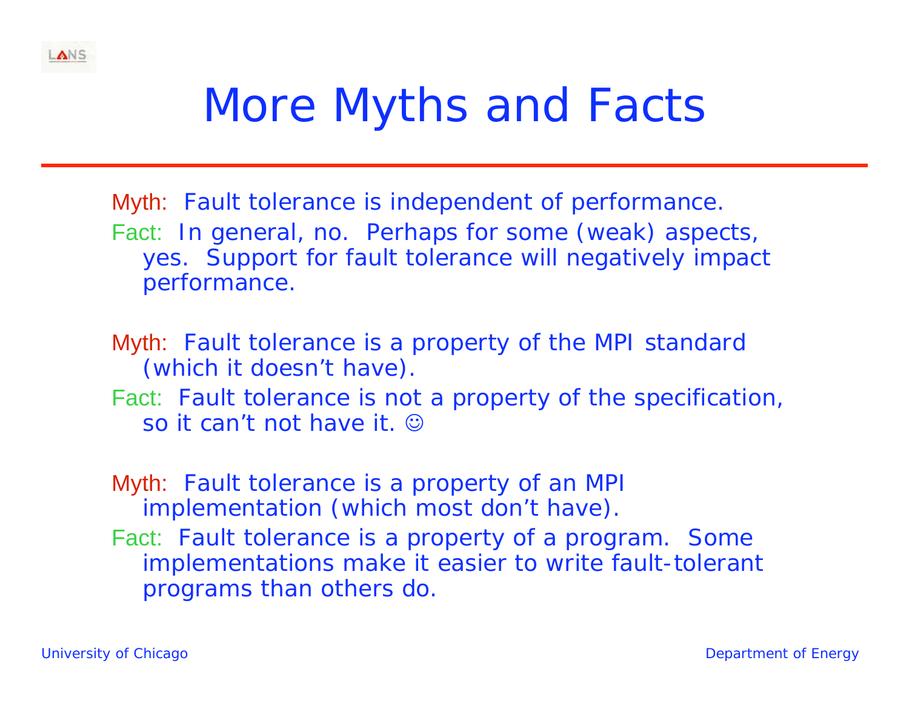# More Myths and Facts

Myth: Fault tolerance is independent of performance.

Fact: In general, no. Perhaps for some (weak) aspects, yes. Support for fault tolerance will negatively impact performance.

Myth: Fault tolerance is a property of the MPI standard (which it doesn't have).

Fact: Fault tolerance is not a property of the specification, so it can't not have it. ☺

Myth: Fault tolerance is a property of an MPI implementation (which most don't have).

Fact: Fault tolerance is a property of a program. Some implementations make it easier to write fault-tolerant programs than others do.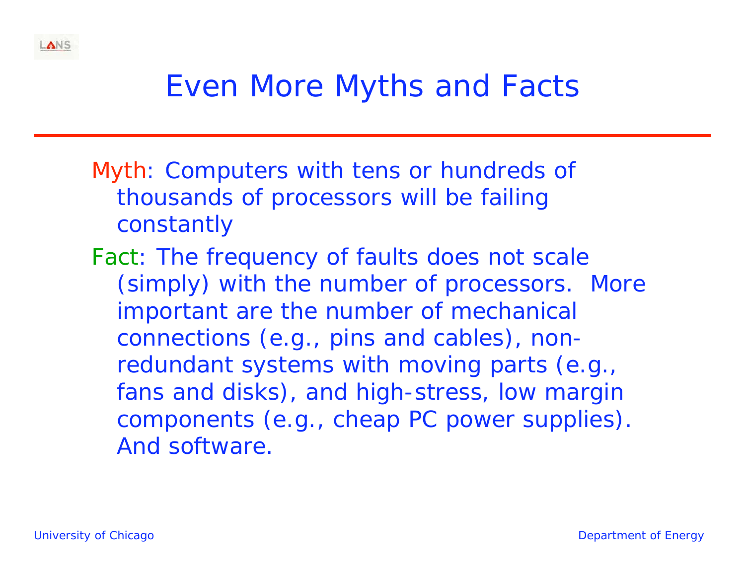# Even More Myths and Facts

Myth: Computers with tens or hundreds of thousands of processors will be failing constantly

Fact: The frequency of faults does not scale (simply) with the number of processors. More important are the number of mechanical connections (e.g., pins and cables), non-redundant systems with moving parts (e.g., fans and disks), and high-stress, low margin components (e.g., cheap PC power supplies). And software.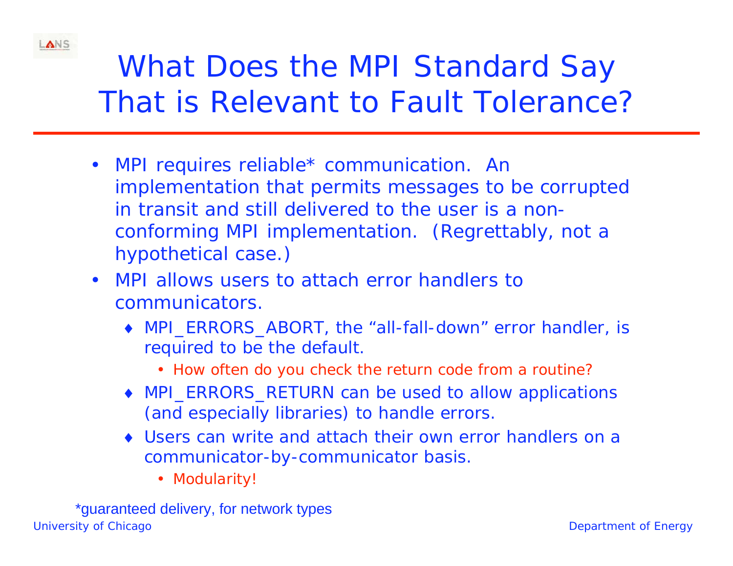# What Does the MPI Standard Say That is Relevant to Fault Tolerance?

- MPI requires reliable* communication. An implementation that permits messages to be corrupted in transit and still delivered to the user is a non-conforming MPI implementation. (Regrettably, not a hypothetical case.)
- MPI allows users to attach error handlers to communicators.
  - MPI_ERRORS_ABORT, the "all-fall-down" error handler, is required to be the default.
    - How often do you check the return code from a routine?
  - MPI_ERRORS_RETURN can be used to allow applications (and especially libraries) to handle errors.
  - Users can write and attach their own error handlers on a communicator-by-communicator basis.
    - Modularity!

*guaranteed delivery, for network types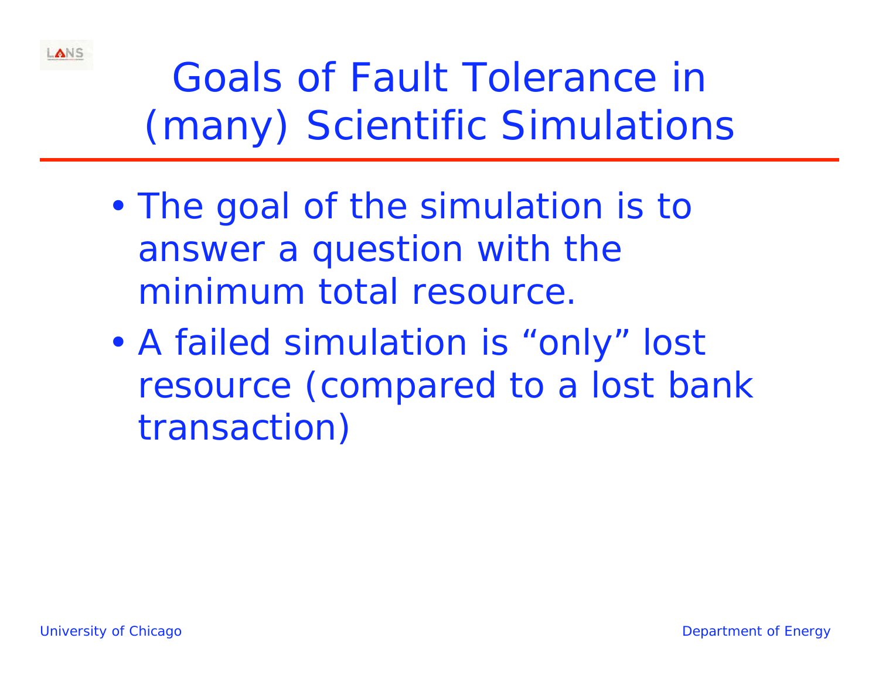# Goals of Fault Tolerance in (many) Scientific Simulations

- The goal of the simulation is to answer a question with the minimum total resource.
- A failed simulation is “only” lost resource (compared to a lost bank transaction)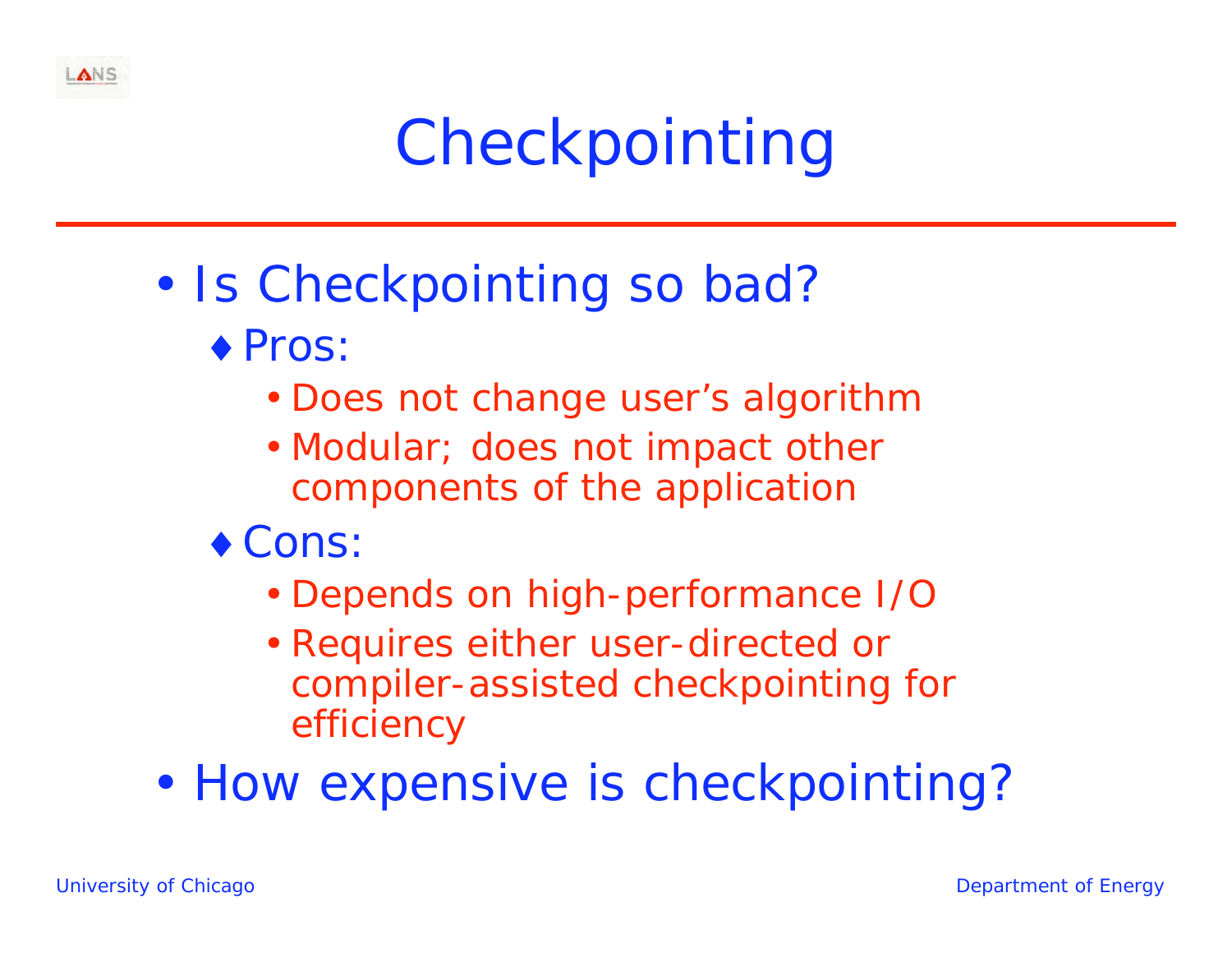# Checkpointing

- Is Checkpointing so bad?
  - Pros:
    - Does not change user's algorithm
    - Modular; does not impact other components of the application
  - Cons:
    - Depends on high-performance I/O
    - Requires either user-directed or compiler-assisted checkpointing for efficiency
- How expensive is checkpointing?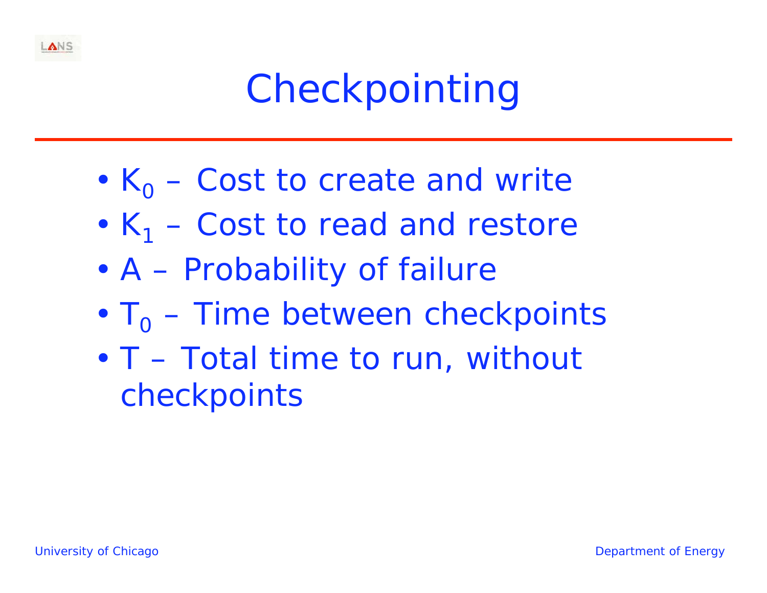# Checkpointing

- $K_0$ – Cost to create and write
- $K_1$ – Cost to read and restore
- A – Probability of failure
- $T_0$ – Time between checkpoints
- T – Total time to run, without checkpoints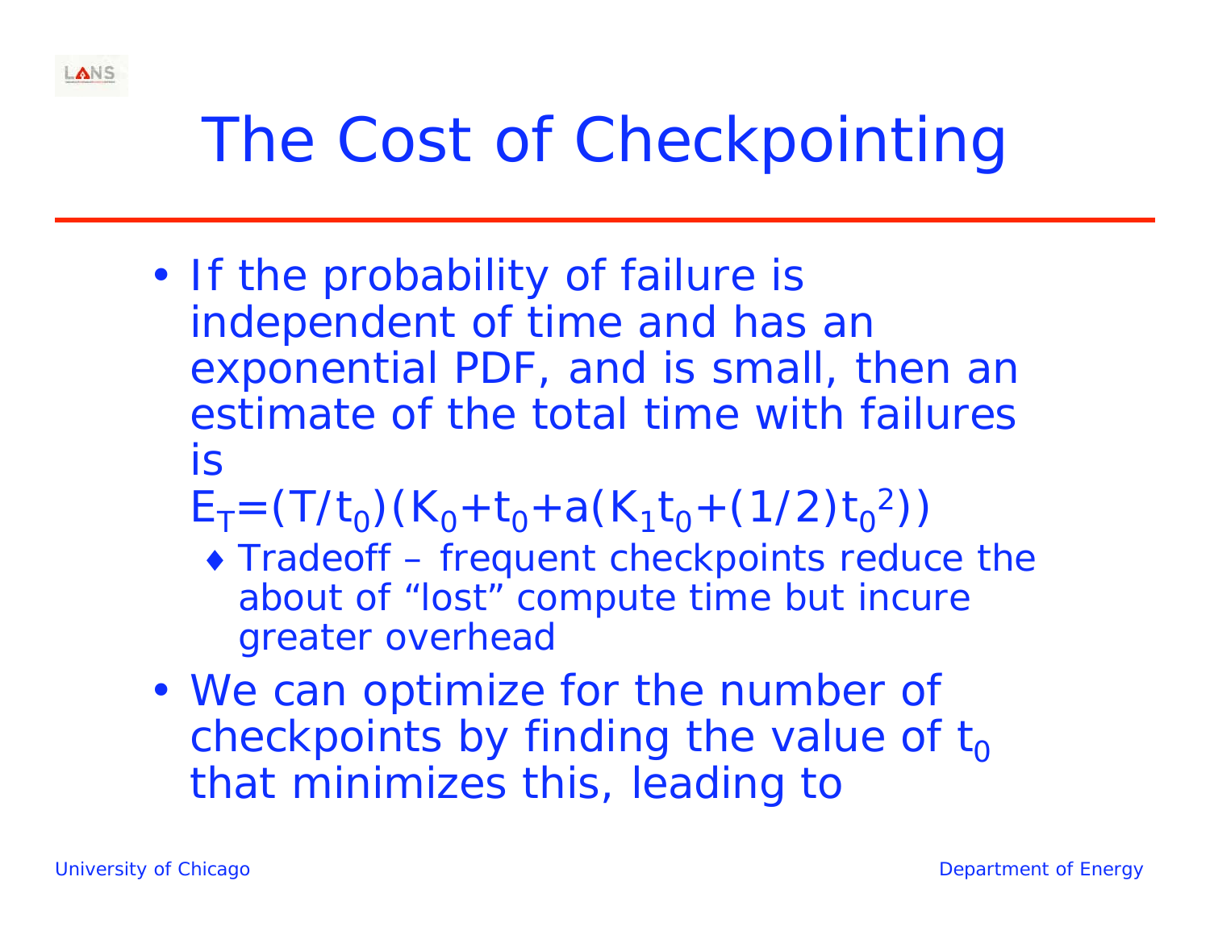# The Cost of Checkpointing

- If the probability of failure is independent of time and has an exponential PDF, and is small, then an estimate of the total time with failures is

  $E_T=(T/t_0)(K_0+t_0+a(K_1t_0+(1/2)t_0^2))$

  - Tradeoff – frequent checkpoints reduce the about of "lost" compute time but incure greater overhead

- We can optimize for the number of checkpoints by finding the value of $t_0$ that minimizes this, leading to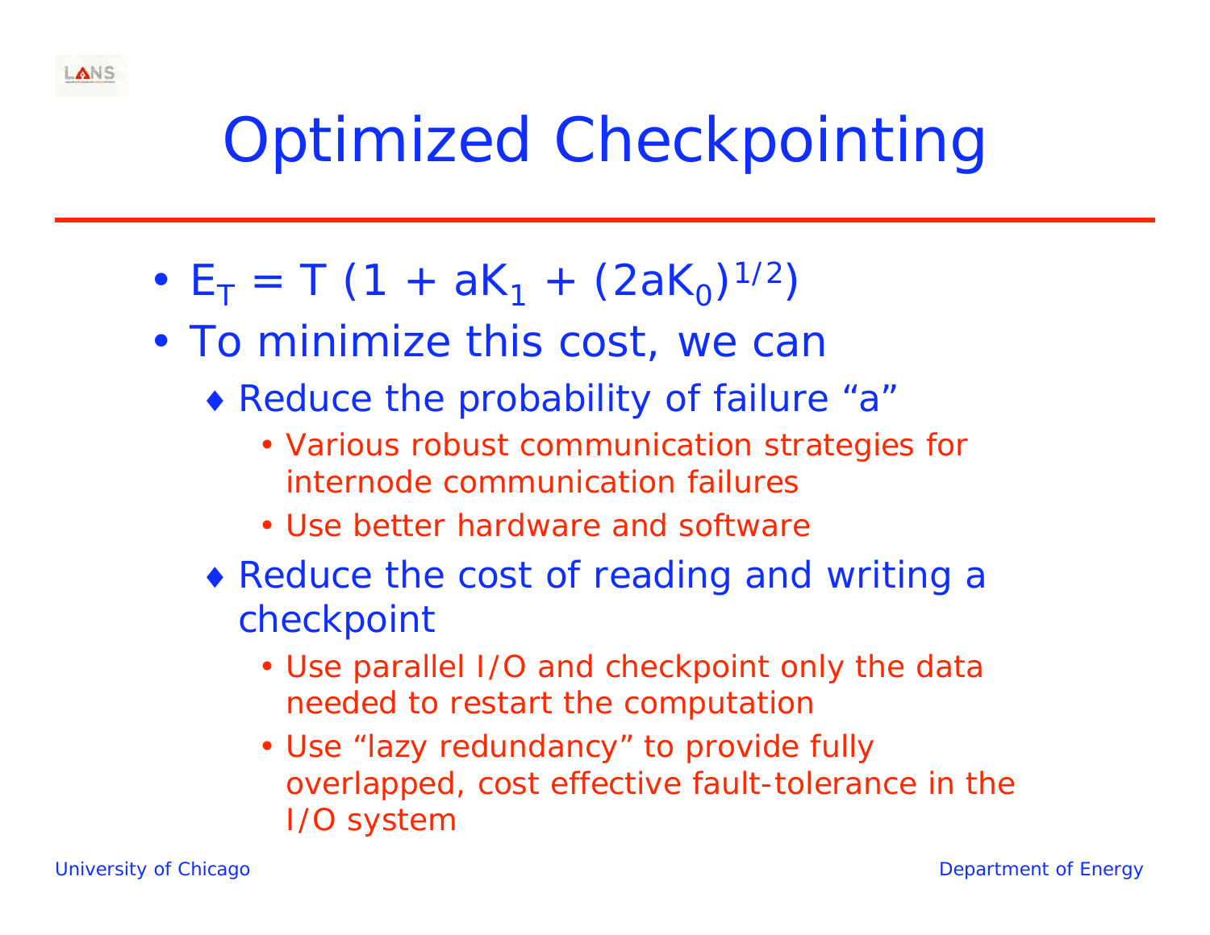# Optimized Checkpointing

- $E_T = T(1 + aK_1 + (2aK_0)^{1/2})$
- To minimize this cost, we can
  - Reduce the probability of failure "a"
    - Various robust communication strategies for internode communication failures
    - Use better hardware and software
  - Reduce the cost of reading and writing a checkpoint
    - Use parallel I/O and checkpoint only the data needed to restart the computation
    - Use "lazy redundancy" to provide fully overlapped, cost effective fault-tolerance in the I/O system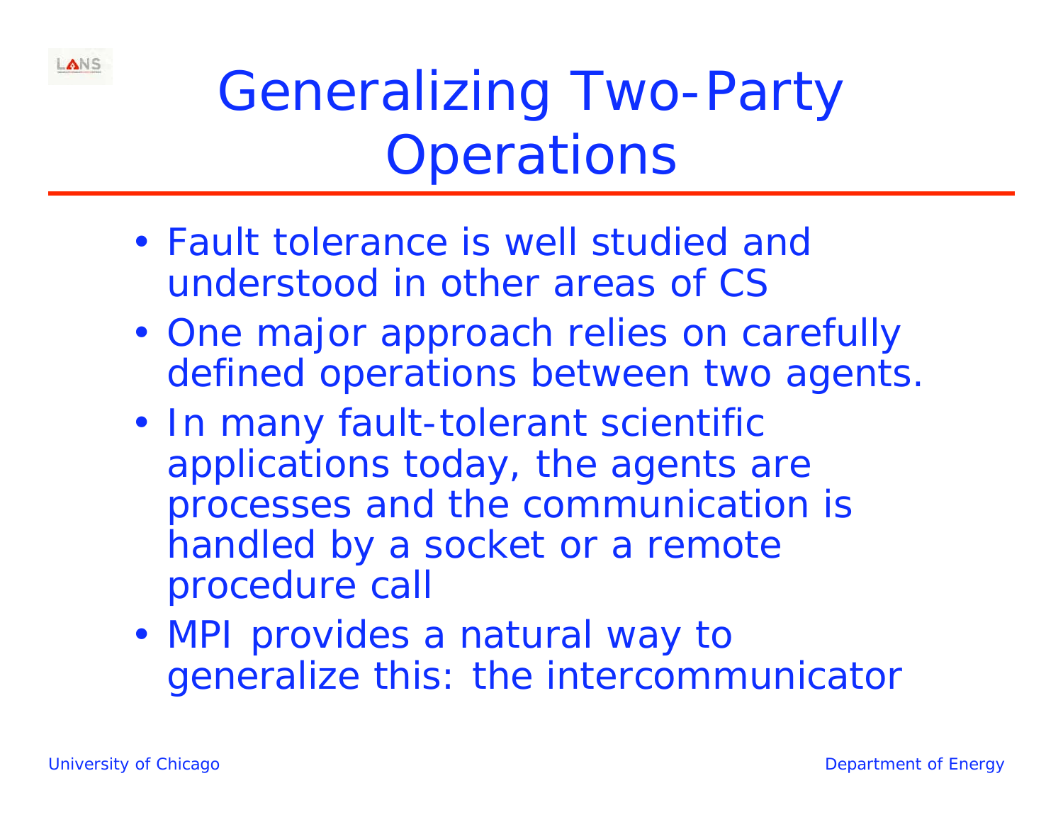# Generalizing Two-Party Operations

- Fault tolerance is well studied and understood in other areas of CS
- One major approach relies on carefully defined operations between two agents.
- In many fault-tolerant scientific applications today, the agents are processes and the communication is handled by a socket or a remote procedure call
- MPI provides a natural way to generalize this: the intercommunicator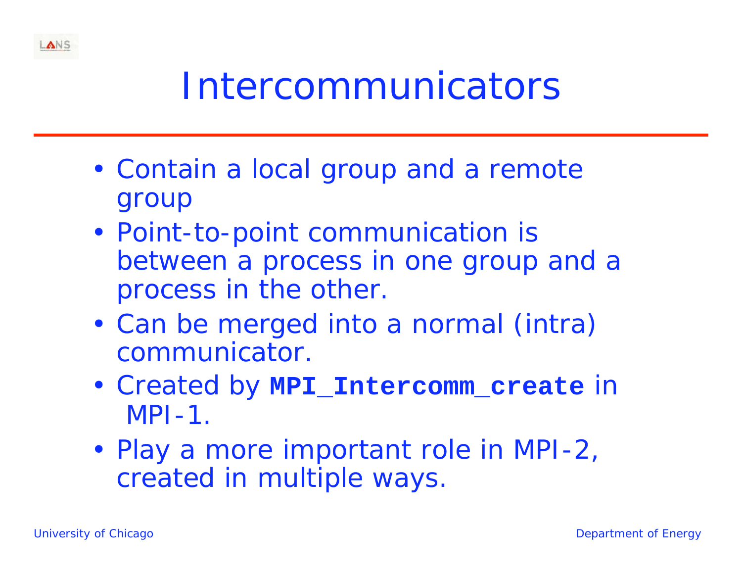# Intercommunicators

- Contain a local group and a remote group
- Point-to-point communication is between a process in one group and a process in the other.
- Can be merged into a normal (intra) communicator.
- Created by **`MPI_Intercomm_create`** in MPI-1.
- Play a more important role in MPI-2, created in multiple ways.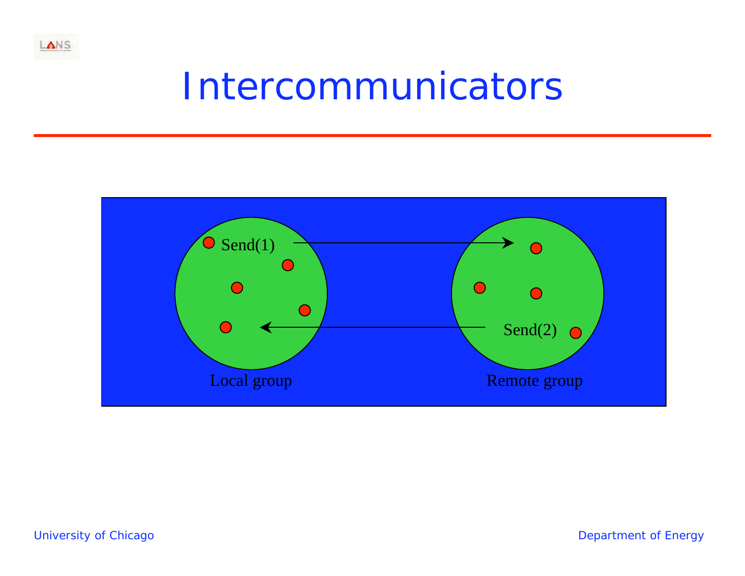# Intercommunicators

Send(1)

Send(2)

Local group

Remote group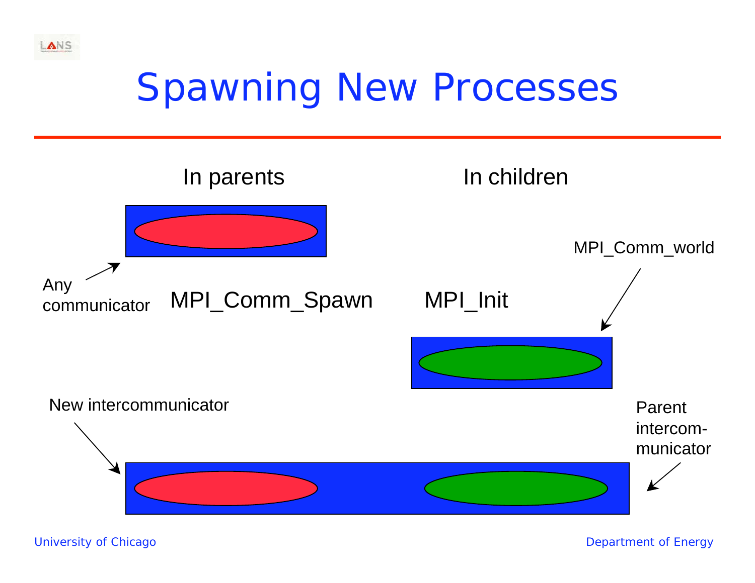# Spawning New Processes

In parents

In children

Any communicator

MPI_Comm_Spawn

MPI_Init

MPI_Comm_world

New intercommunicator

Parent intercom-municator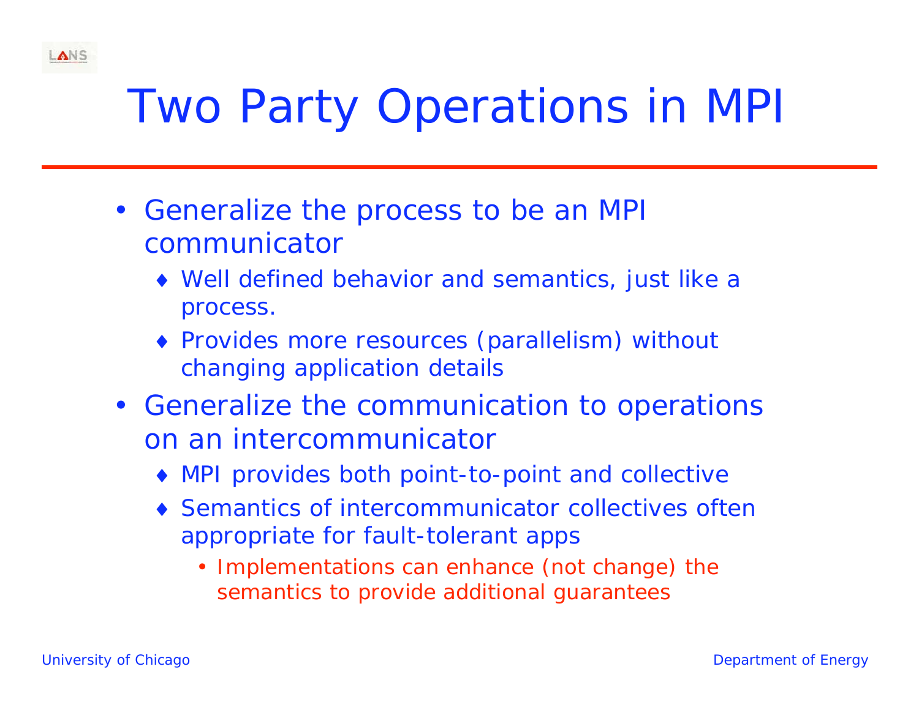# Two Party Operations in MPI

- Generalize the process to be an MPI communicator
  - Well defined behavior and semantics, just like a process.
  - Provides more resources (parallelism) without changing application details
- Generalize the communication to operations on an intercommunicator
  - MPI provides both point-to-point and collective
  - Semantics of intercommunicator collectives often appropriate for fault-tolerant apps
    - Implementations can enhance (not change) the semantics to provide additional guarantees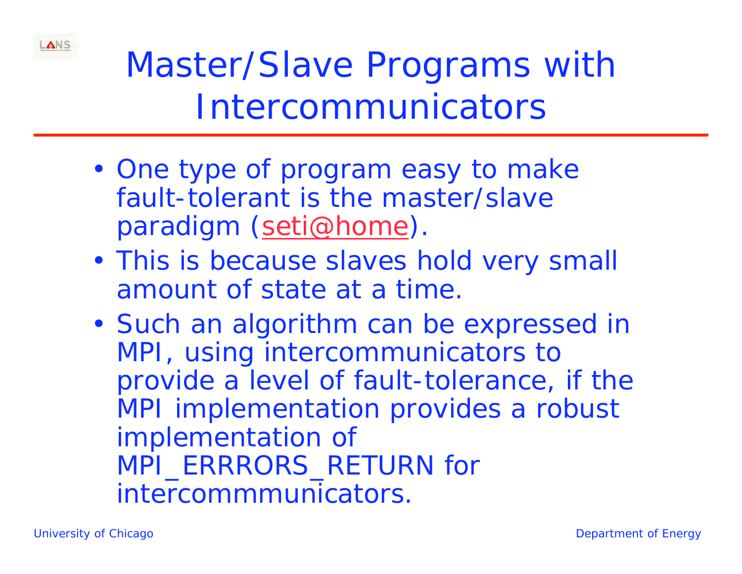# Master/Slave Programs with Intercommunicators

- One type of program easy to make fault-tolerant is the master/slave paradigm (seti@home).
- This is because slaves hold very small amount of state at a time.
- Such an algorithm can be expressed in MPI, using intercommunicators to provide a level of fault-tolerance, if the MPI implementation provides a robust implementation of MPI_ERRRORS_RETURN for intercommmunicators.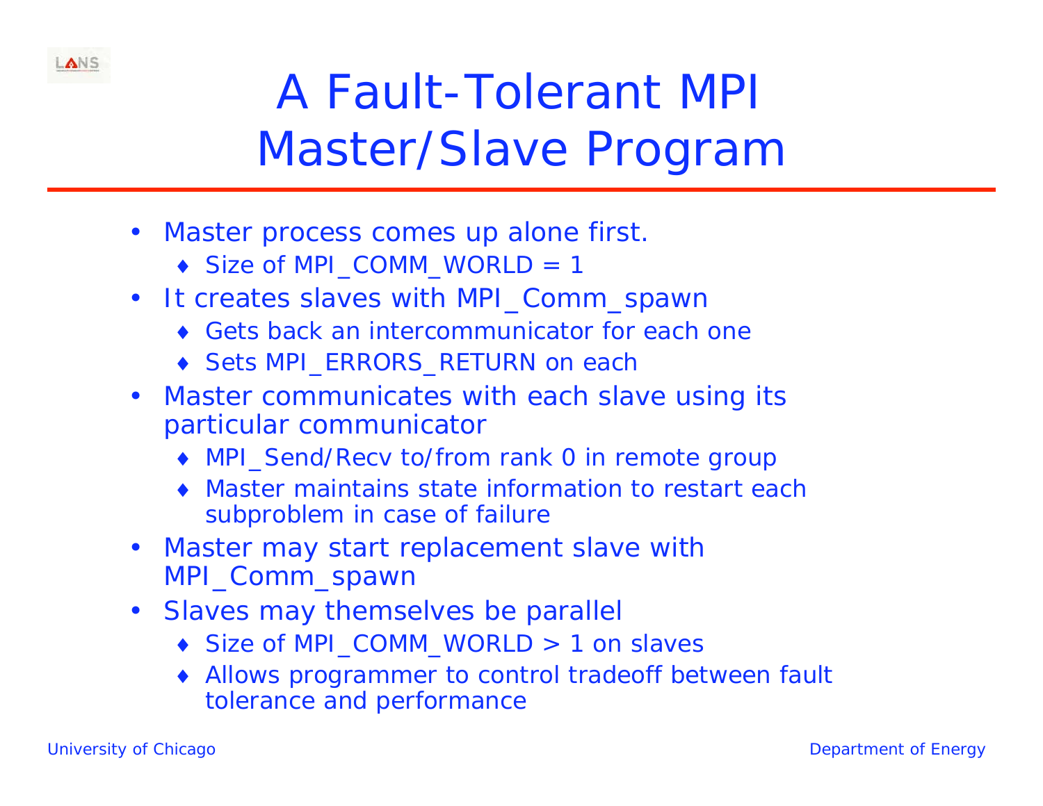# A Fault-Tolerant MPI Master/Slave Program

- Master process comes up alone first.
  - Size of MPI_COMM_WORLD = 1
- It creates slaves with MPI_Comm_spawn
  - Gets back an intercommunicator for each one
  - Sets MPI_ERRORS_RETURN on each
- Master communicates with each slave using its particular communicator
  - MPI_Send/Recv to/from rank 0 in remote group
  - Master maintains state information to restart each subproblem in case of failure
- Master may start replacement slave with MPI_Comm_spawn
- Slaves may themselves be parallel
  - Size of MPI_COMM_WORLD > 1 on slaves
  - Allows programmer to control tradeoff between fault tolerance and performance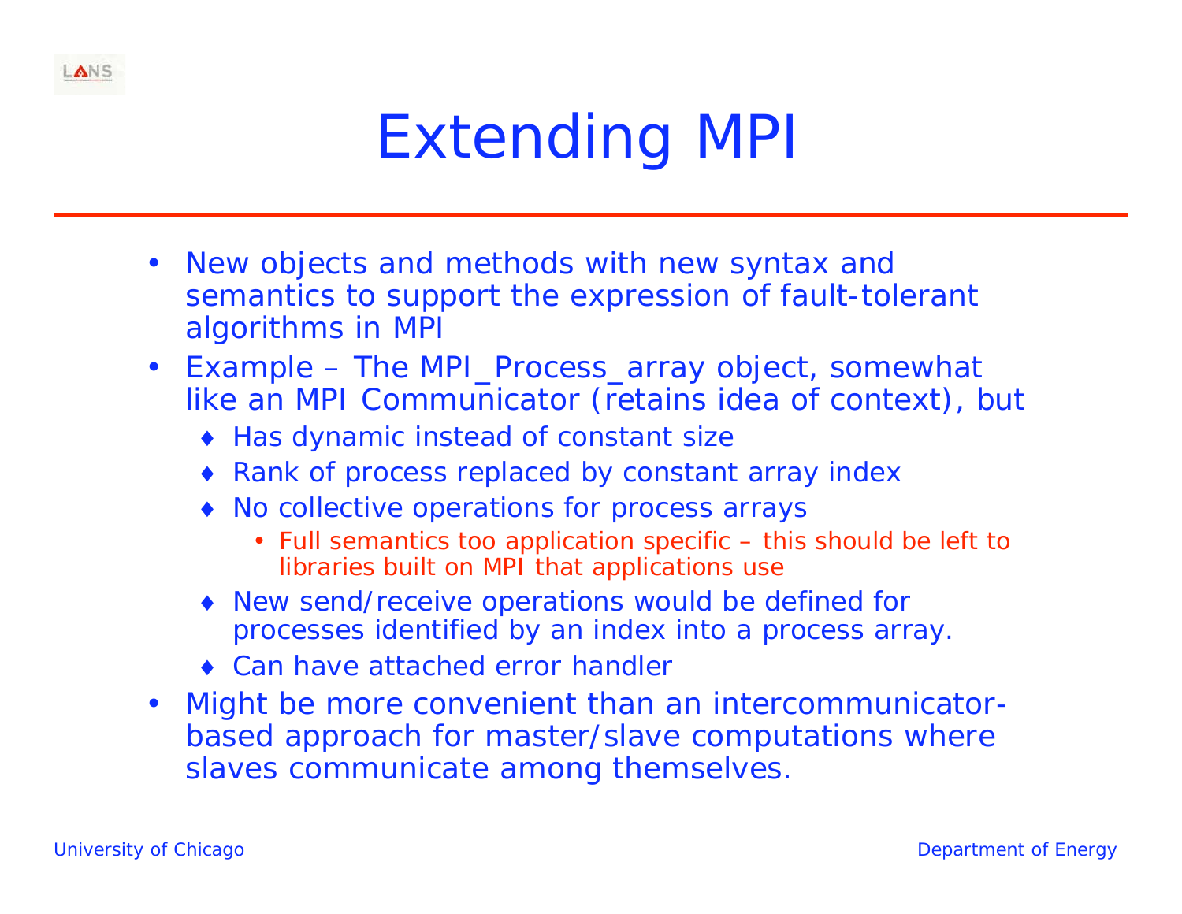# Extending MPI

- New objects and methods with new syntax and semantics to support the expression of fault-tolerant algorithms in MPI
- Example – The MPI_Process_array object, somewhat like an MPI Communicator (retains idea of context), but
  - Has dynamic instead of constant size
  - Rank of process replaced by constant array index
  - No collective operations for process arrays
    - Full semantics too application specific – this should be left to libraries built on MPI that applications use
  - New send/receive operations would be defined for processes identified by an index into a process array.
  - Can have attached error handler
- Might be more convenient than an intercommunicator-based approach for master/slave computations where slaves communicate among themselves.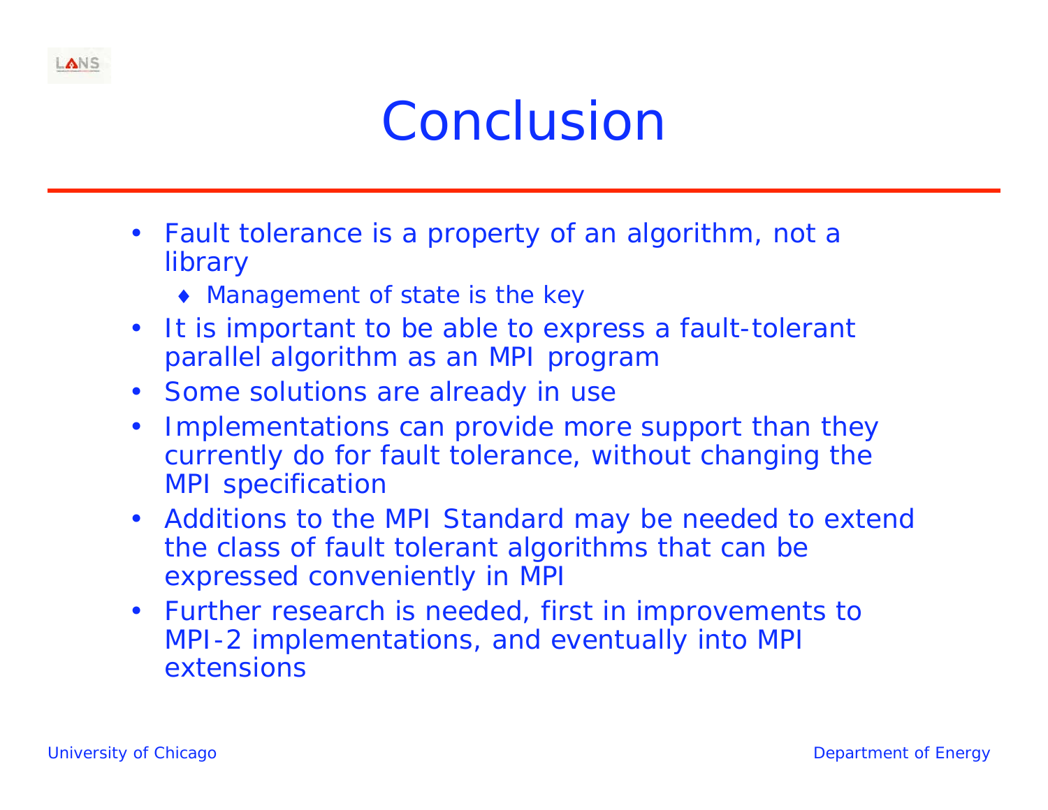# Conclusion

- Fault tolerance is a property of an algorithm, not a library
  - Management of state is the key
- It is important to be able to express a fault-tolerant parallel algorithm as an MPI program
- Some solutions are already in use
- Implementations can provide more support than they currently do for fault tolerance, without changing the MPI specification
- Additions to the MPI Standard may be needed to extend the class of fault tolerant algorithms that can be expressed conveniently in MPI
- Further research is needed, first in improvements to MPI-2 implementations, and eventually into MPI extensions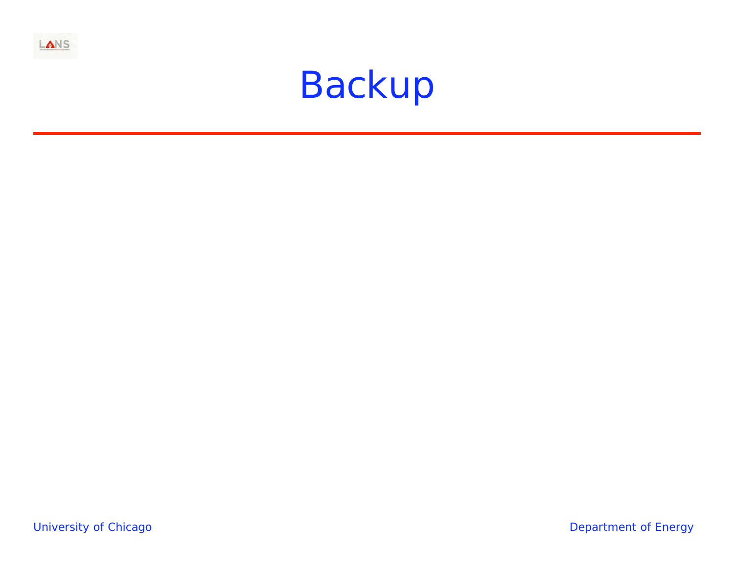# Backup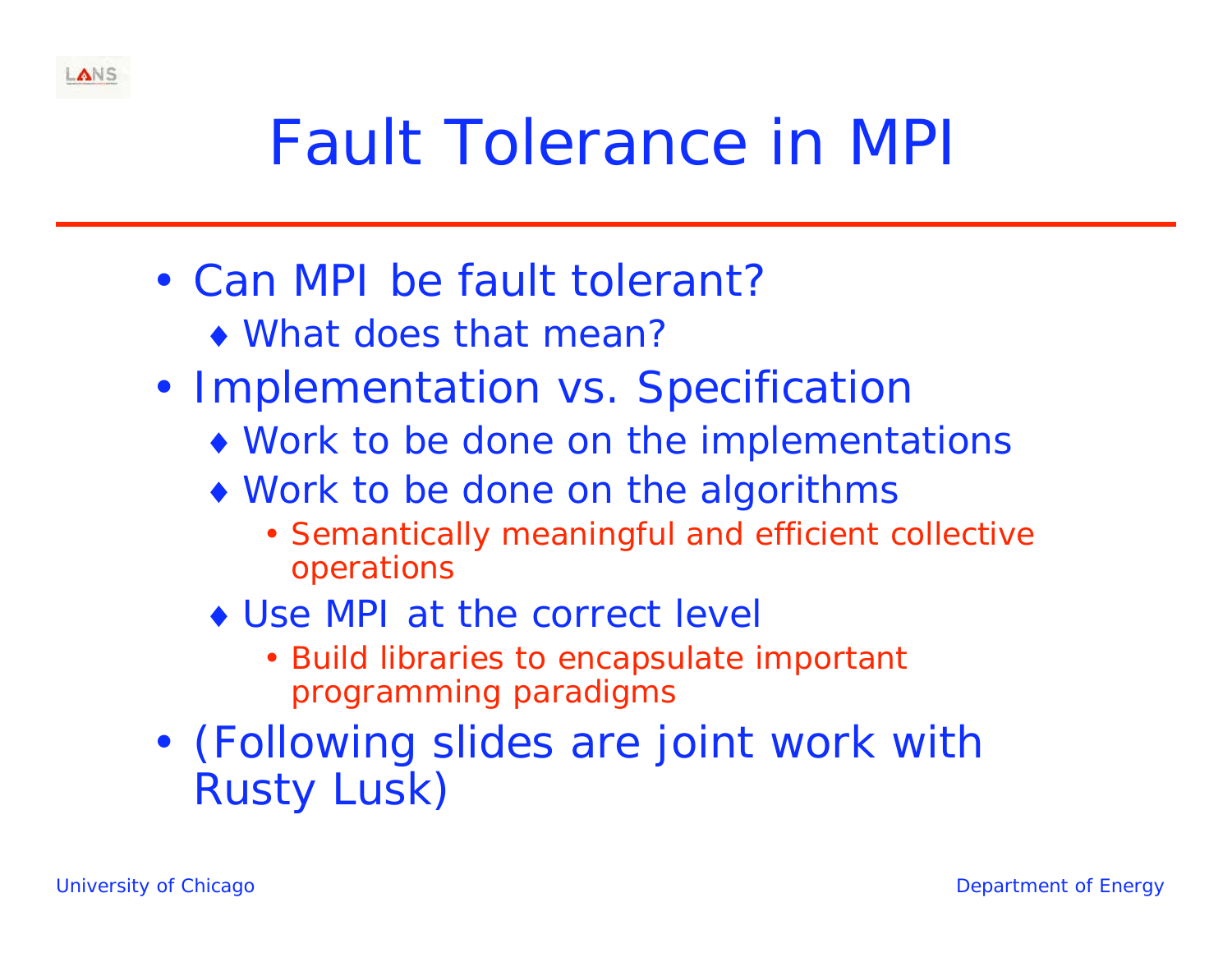# Fault Tolerance in MPI

- Can MPI be fault tolerant?
  - What does that mean?
- Implementation vs. Specification
  - Work to be done on the implementations
  - Work to be done on the algorithms
    - Semantically meaningful and efficient collective operations
  - Use MPI at the correct level
    - Build libraries to encapsulate important programming paradigms
- (Following slides are joint work with Rusty Lusk)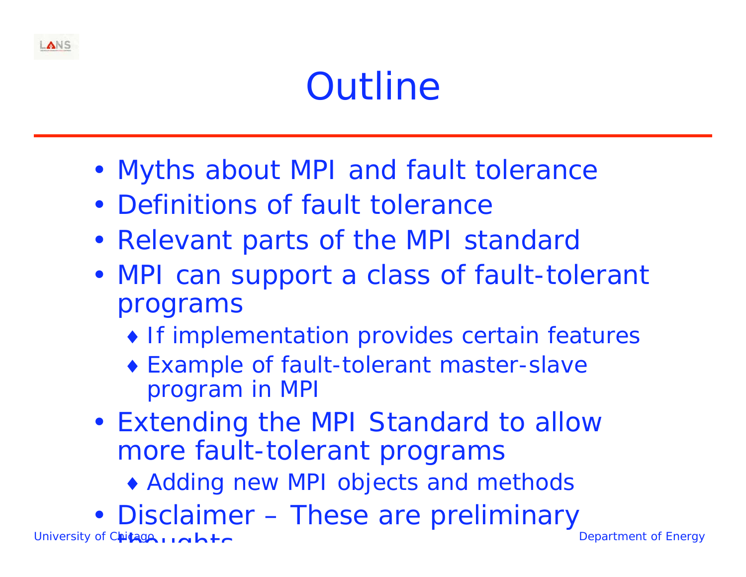# Outline

- Myths about MPI and fault tolerance
- Definitions of fault tolerance
- Relevant parts of the MPI standard
- MPI can support a class of fault-tolerant programs
  - If implementation provides certain features
  - Example of fault-tolerant master-slave program in MPI
- Extending the MPI Standard to allow more fault-tolerant programs
  - Adding new MPI objects and methods
- Disclaimer – These are preliminary thoughts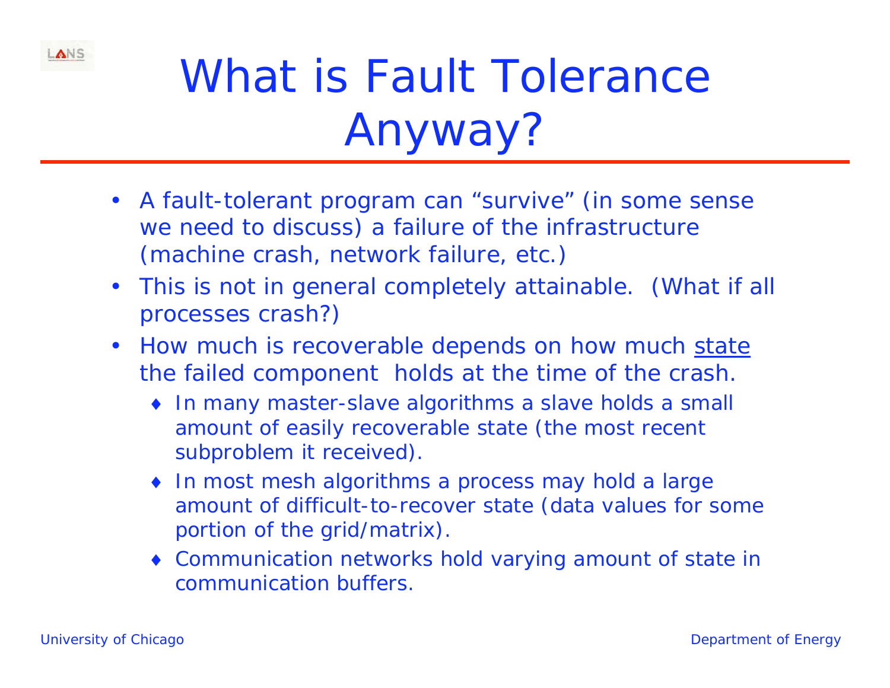# What is Fault Tolerance Anyway?

- A fault-tolerant program can "survive" (in some sense we need to discuss) a failure of the infrastructure (machine crash, network failure, etc.)
- This is not in general completely attainable. (What if all processes crash?)
- How much is recoverable depends on how much <u>state</u> the failed component holds at the time of the crash.
  - In many master-slave algorithms a slave holds a small amount of easily recoverable state (the most recent subproblem it received).
  - In most mesh algorithms a process may hold a large amount of difficult-to-recover state (data values for some portion of the grid/matrix).
  - Communication networks hold varying amount of state in communication buffers.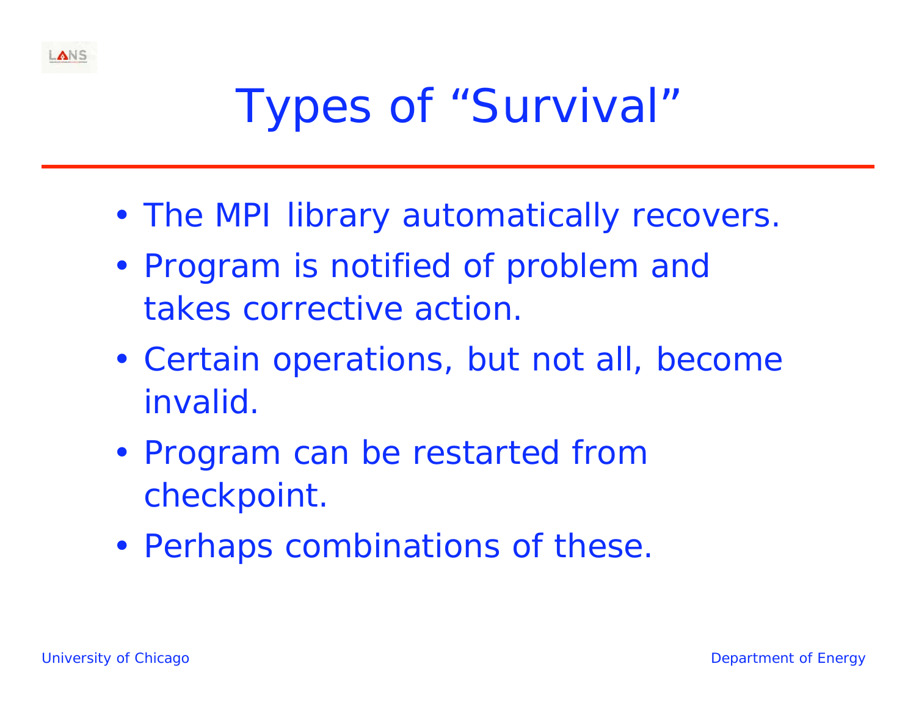# Types of "Survival"

- The MPI library automatically recovers.
- Program is notified of problem and takes corrective action.
- Certain operations, but not all, become invalid.
- Program can be restarted from checkpoint.
- Perhaps combinations of these.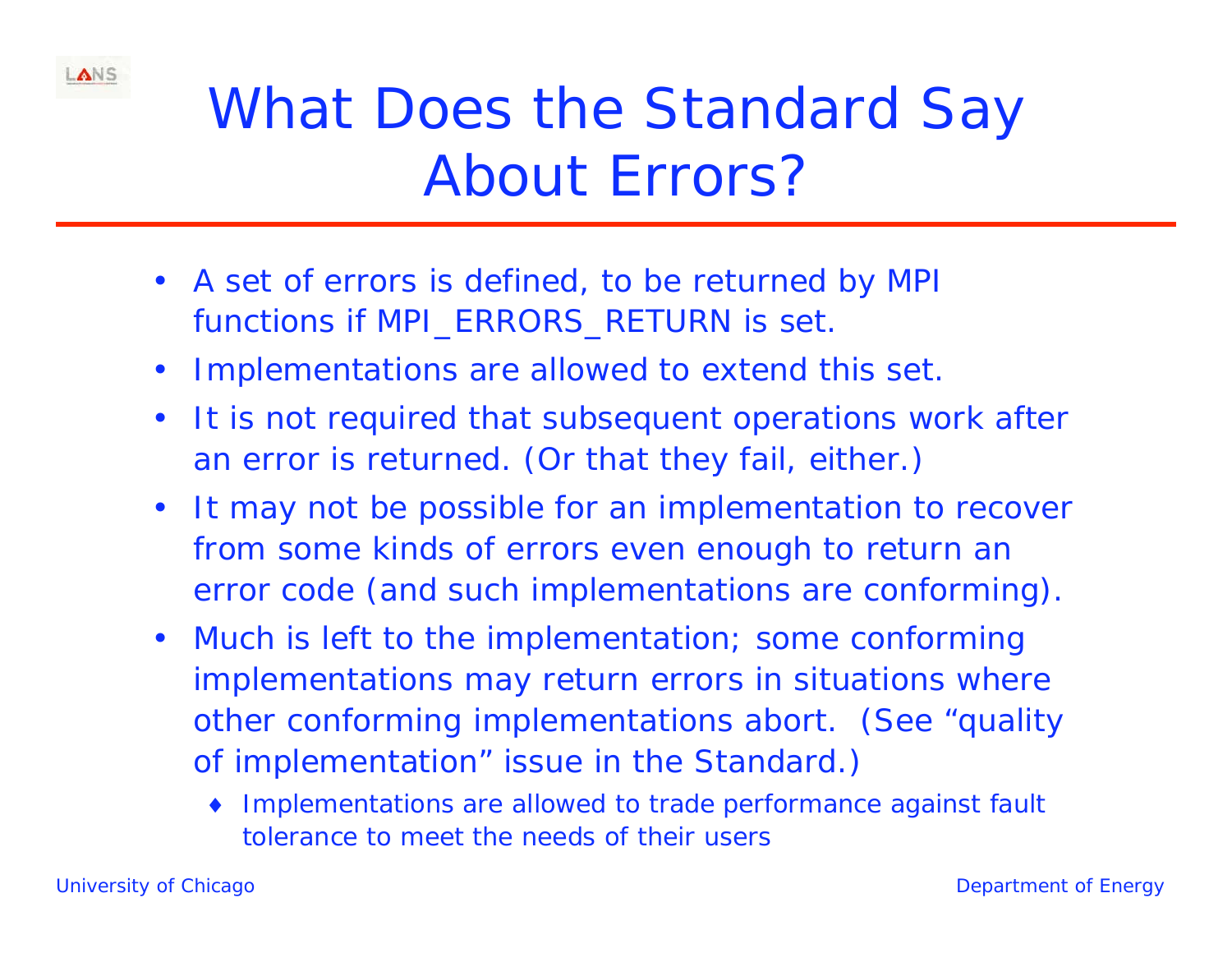# What Does the Standard Say About Errors?

- A set of errors is defined, to be returned by MPI functions if MPI_ERRORS_RETURN is set.
- Implementations are allowed to extend this set.
- It is not required that subsequent operations work after an error is returned. (Or that they fail, either.)
- It may not be possible for an implementation to recover from some kinds of errors even enough to return an error code (and such implementations are conforming).
- Much is left to the implementation; some conforming implementations may return errors in situations where other conforming implementations abort. (See "quality of implementation" issue in the Standard.)
  - Implementations are allowed to trade performance against fault tolerance to meet the needs of their users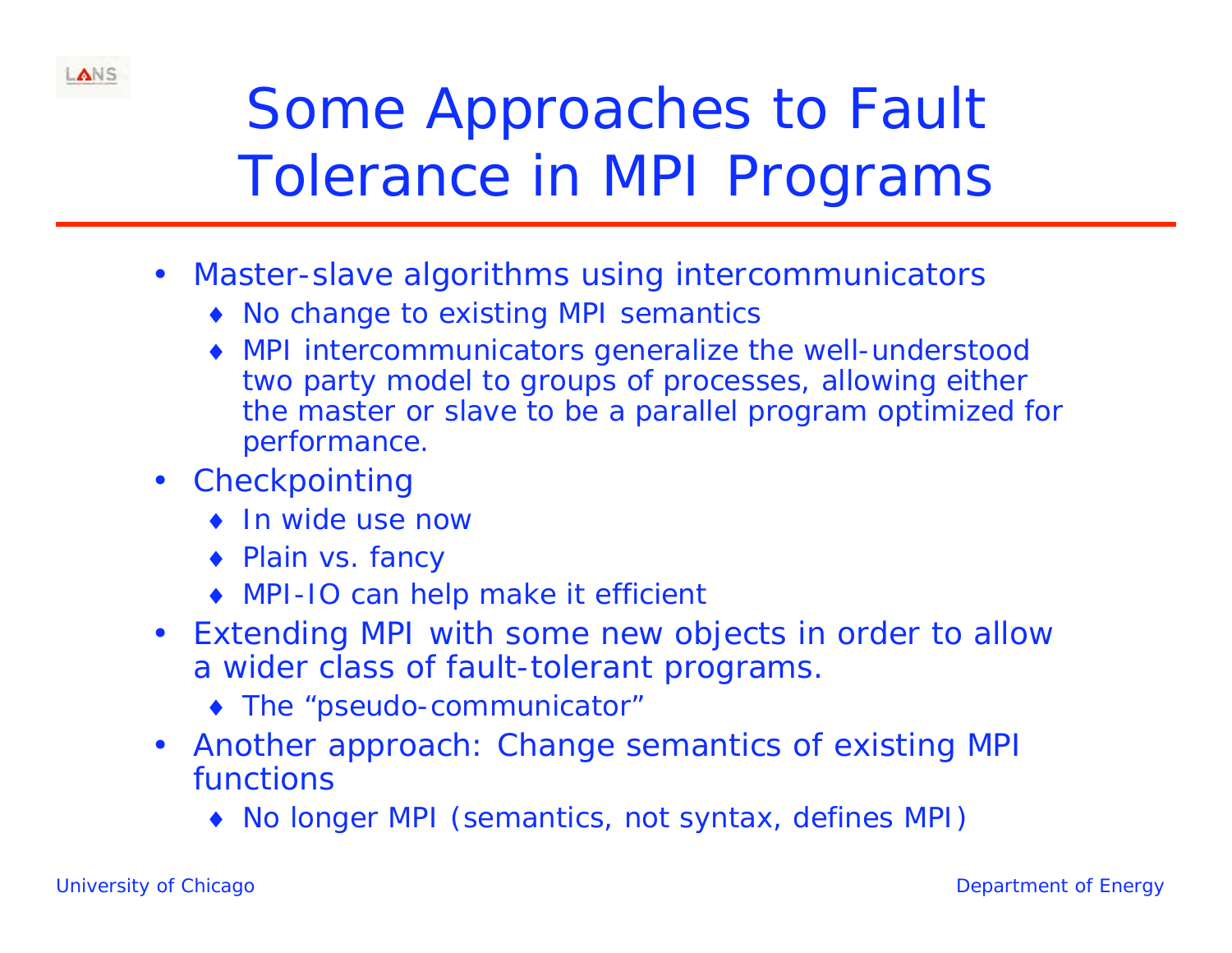# Some Approaches to Fault Tolerance in MPI Programs

- Master-slave algorithms using intercommunicators
  - No change to existing MPI semantics
  - MPI intercommunicators generalize the well-understood two party model to groups of processes, allowing either the master or slave to be a parallel program optimized for performance.
- Checkpointing
  - In wide use now
  - Plain vs. fancy
  - MPI-IO can help make it efficient
- Extending MPI with some new objects in order to allow a wider class of fault-tolerant programs.
  - The “pseudo-communicator”
- Another approach: Change semantics of existing MPI functions
  - No longer MPI (semantics, not syntax, defines MPI)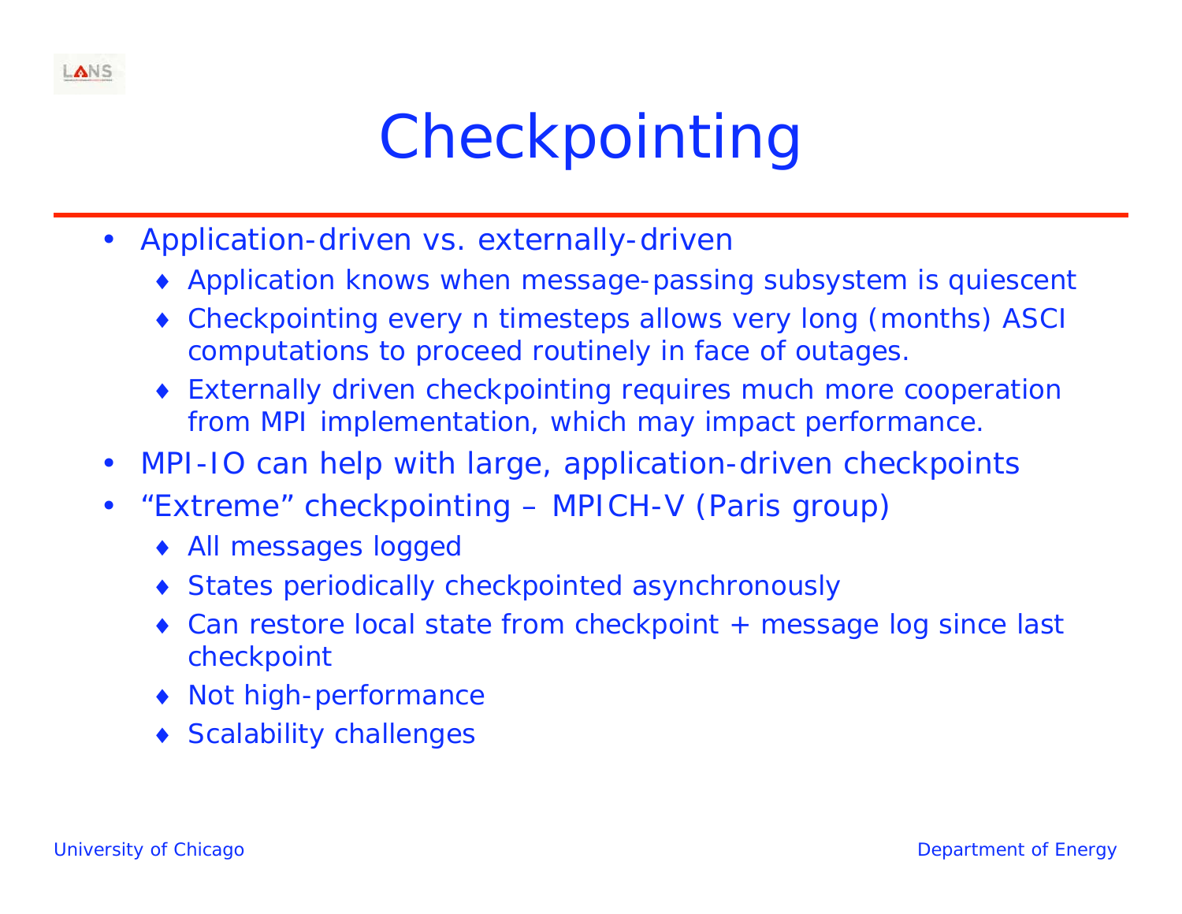# Checkpointing

- Application-driven vs. externally-driven
  - Application knows when message-passing subsystem is quiescent
  - Checkpointing every n timesteps allows very long (months) ASCI computations to proceed routinely in face of outages.
  - Externally driven checkpointing requires much more cooperation from MPI implementation, which may impact performance.
- MPI-IO can help with large, application-driven checkpoints
- “Extreme” checkpointing – MPICH-V (Paris group)
  - All messages logged
  - States periodically checkpointed asynchronously
  - Can restore local state from checkpoint + message log since last checkpoint
  - Not high-performance
  - Scalability challenges